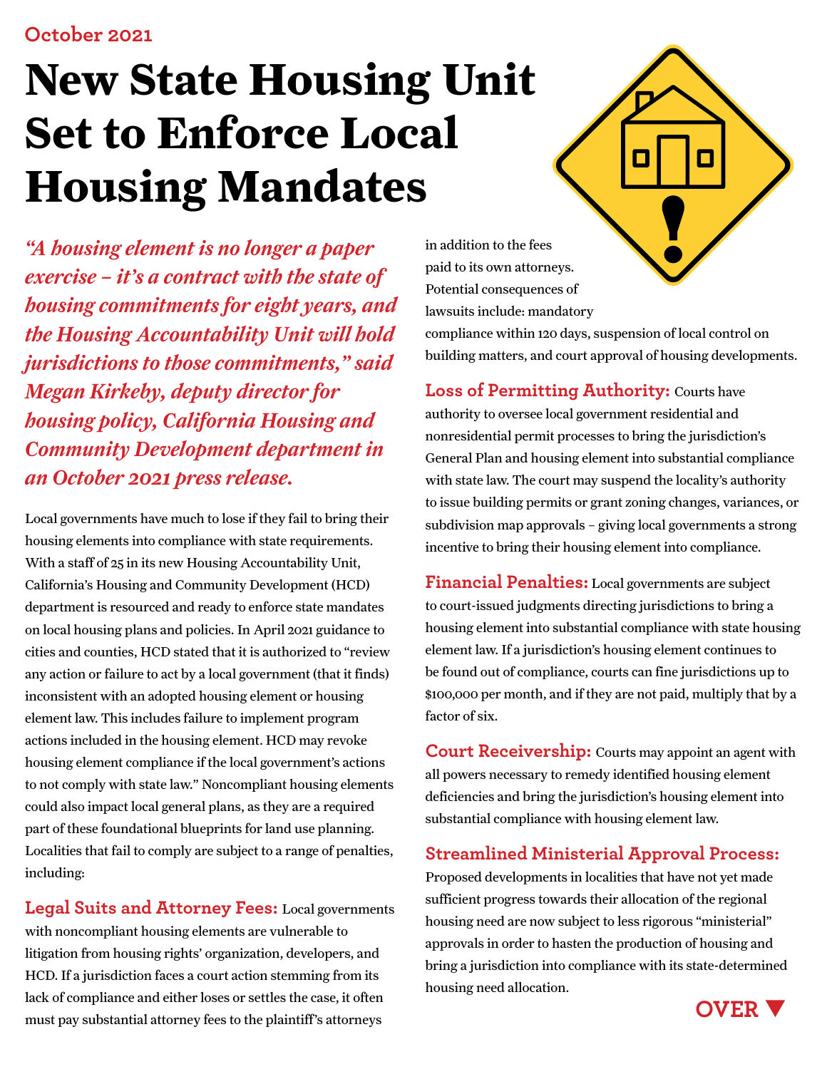October 2021

# New State Housing Unit Set to Enforce Local Housing Mandates

*"A housing element is no longer a paper exercise – it's a contract with the state of housing commitments for eight years, and the Housing Accountability Unit will hold jurisdictions to those commitments," said Megan Kirkeby, deputy director for housing policy, California Housing and Community Development department in an October 2021 press release.*

Local governments have much to lose if they fail to bring their housing elements into compliance with state requirements. With a staff of 25 in its new Housing Accountability Unit, California's Housing and Community Development (HCD) department is resourced and ready to enforce state mandates on local housing plans and policies. In April 2021 guidance to cities and counties, HCD stated that it is authorized to "review any action or failure to act by a local government (that it finds) inconsistent with an adopted housing element or housing element law. This includes failure to implement program actions included in the housing element. HCD may revoke housing element compliance if the local government's actions to not comply with state law." Noncompliant housing elements could also impact local general plans, as they are a required part of these foundational blueprints for land use planning. Localities that fail to comply are subject to a range of penalties, including:

**Legal Suits and Attorney Fees:** Local governments with noncompliant housing elements are vulnerable to litigation from housing rights' organization, developers, and HCD. If a jurisdiction faces a court action stemming from its lack of compliance and either loses or settles the case, it often must pay substantial attorney fees to the plaintiff's attorneys in addition to the fees paid to its own attorneys. Potential consequences of lawsuits include: mandatory compliance within 120 days, suspension of local control on building matters, and court approval of housing developments.

**Loss of Permitting Authority:** Courts have authority to oversee local government residential and nonresidential permit processes to bring the jurisdiction's General Plan and housing element into substantial compliance with state law. The court may suspend the locality's authority to issue building permits or grant zoning changes, variances, or subdivision map approvals – giving local governments a strong incentive to bring their housing element into compliance.

**Financial Penalties:** Local governments are subject to court-issued judgments directing jurisdictions to bring a housing element into substantial compliance with state housing element law. If a jurisdiction's housing element continues to be found out of compliance, courts can fine jurisdictions up to $100,000 per month, and if they are not paid, multiply that by a factor of six.

**Court Receivership:** Courts may appoint an agent with all powers necessary to remedy identified housing element deficiencies and bring the jurisdiction's housing element into substantial compliance with housing element law.

**Streamlined Ministerial Approval Process:** Proposed developments in localities that have not yet made sufficient progress towards their allocation of the regional housing need are now subject to less rigorous "ministerial" approvals in order to hasten the production of housing and bring a jurisdiction into compliance with its state-determined housing need allocation.

OVER ▼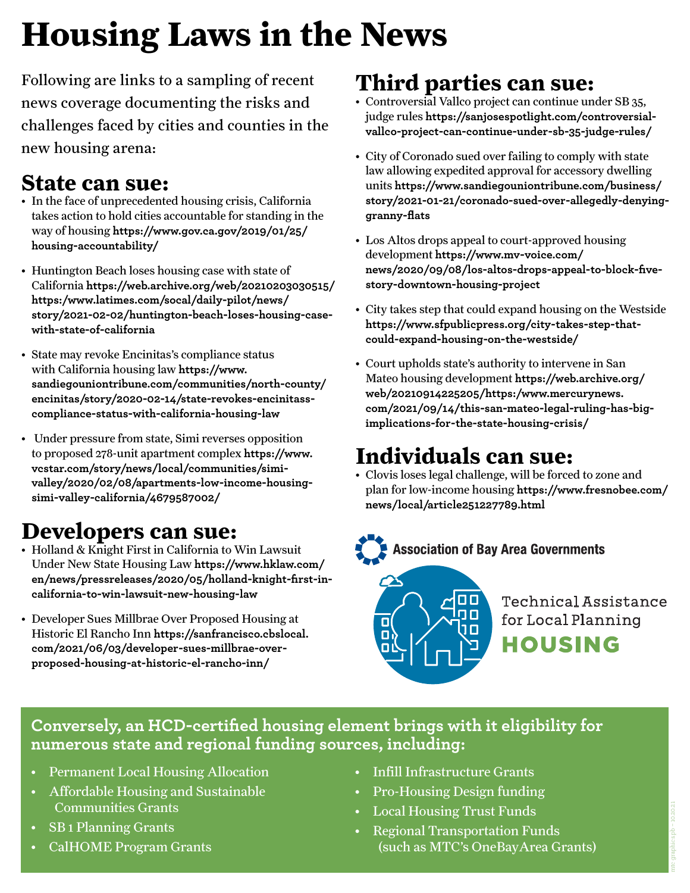# Housing Laws in the News

Following are links to a sampling of recent news coverage documenting the risks and challenges faced by cities and counties in the new housing arena:

## State can sue:

- In the face of unprecedented housing crisis, California takes action to hold cities accountable for standing in the way of housing **https://www.gov.ca.gov/2019/01/25/housing-accountability/**
- Huntington Beach loses housing case with state of California **https://web.archive.org/web/20210203030515/https:/www.latimes.com/socal/daily-pilot/news/story/2021-02-02/huntington-beach-loses-housing-case-with-state-of-california**
- State may revoke Encinitas's compliance status with California housing law **https://www.sandiegouniontribune.com/communities/north-county/encinitas/story/2020-02-14/state-revokes-encinitass-compliance-status-with-california-housing-law**
- Under pressure from state, Simi reverses opposition to proposed 278-unit apartment complex **https://www.vcstar.com/story/news/local/communities/simi-valley/2020/02/08/apartments-low-income-housing-simi-valley-california/4679587002/**

## Developers can sue:

- Holland & Knight First in California to Win Lawsuit Under New State Housing Law **https://www.hklaw.com/en/news/pressreleases/2020/05/holland-knight-first-in-california-to-win-lawsuit-new-housing-law**
- Developer Sues Millbrae Over Proposed Housing at Historic El Rancho Inn **https://sanfrancisco.cbslocal.com/2021/06/03/developer-sues-millbrae-over-proposed-housing-at-historic-el-rancho-inn/**

## Third parties can sue:

- Controversial Vallco project can continue under SB 35, judge rules **https://sanjosespotlight.com/controversial-vallco-project-can-continue-under-sb-35-judge-rules/**
- City of Coronado sued over failing to comply with state law allowing expedited approval for accessory dwelling units **https://www.sandiegouniontribune.com/business/story/2021-01-21/coronado-sued-over-allegedly-denying-granny-flats**
- Los Altos drops appeal to court-approved housing development **https://www.mv-voice.com/news/2020/09/08/los-altos-drops-appeal-to-block-five-story-downtown-housing-project**
- City takes step that could expand housing on the Westside **https://www.sfpublicpress.org/city-takes-step-that-could-expand-housing-on-the-westside/**
- Court upholds state's authority to intervene in San Mateo housing development **https://web.archive.org/web/20210914225205/https:/www.mercurynews.com/2021/09/14/this-san-mateo-legal-ruling-has-big-implications-for-the-state-housing-crisis/**

## Individuals can sue:

- Clovis loses legal challenge, will be forced to zone and plan for low-income housing **https://www.fresnobee.com/news/local/article251227789.html**

Association of Bay Area Governments

Technical Assistance for Local Planning
HOUSING

**Conversely, an HCD-certified housing element brings with it eligibility for numerous state and regional funding sources, including:**

- Permanent Local Housing Allocation
- Affordable Housing and Sustainable Communities Grants
- SB 1 Planning Grants
- CalHOME Program Grants
- Infill Infrastructure Grants
- Pro-Housing Design funding
- Local Housing Trust Funds
- Regional Transportation Funds (such as MTC's OneBayArea Grants)